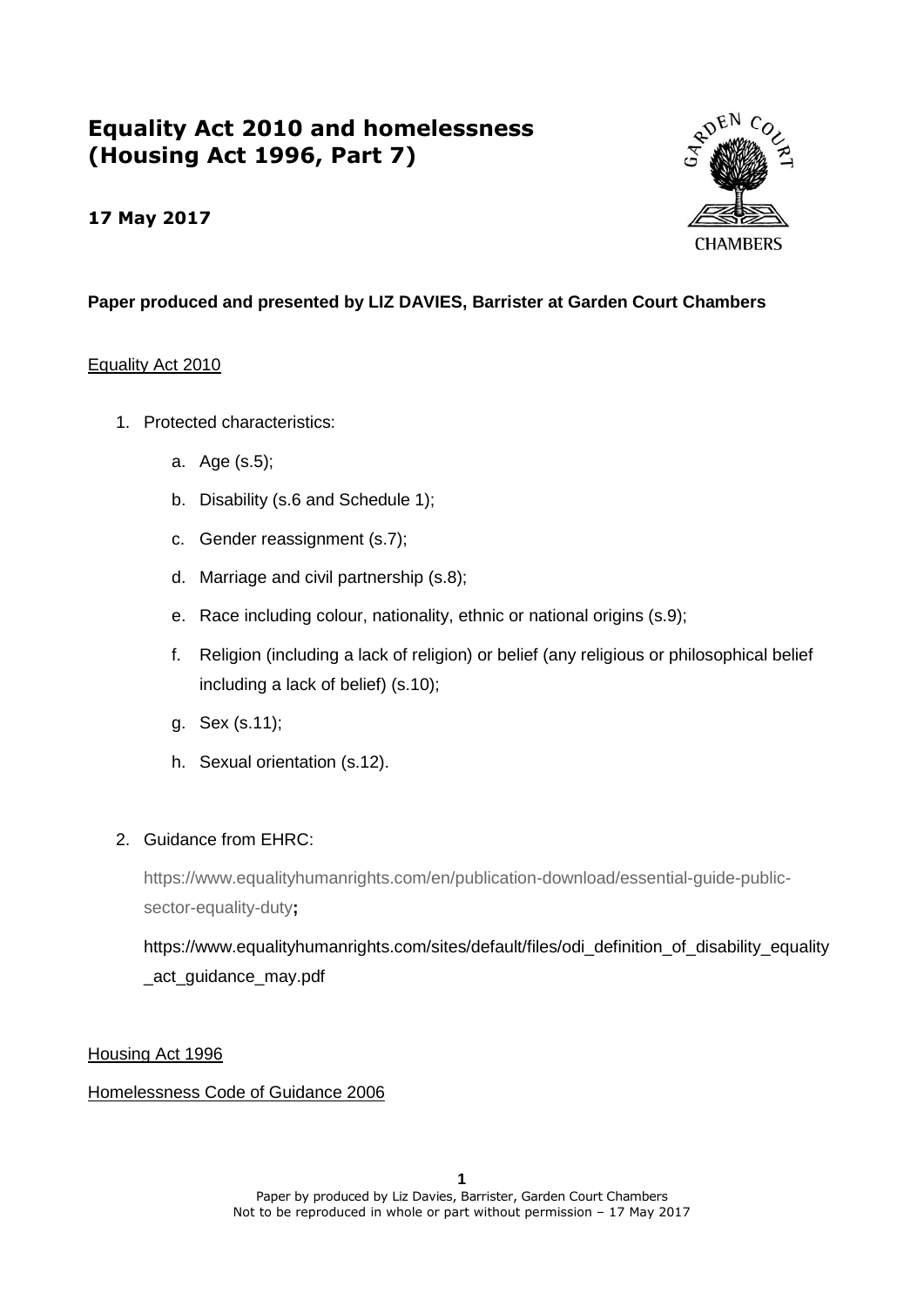# Equality Act 2010 and homelessness (Housing Act 1996, Part 7)

**17 May 2017**

**Paper produced and presented by LIZ DAVIES, Barrister at Garden Court Chambers**

Equality Act 2010

1. Protected characteristics:

    a. Age (s.5);

    b. Disability (s.6 and Schedule 1);

    c. Gender reassignment (s.7);

    d. Marriage and civil partnership (s.8);

    e. Race including colour, nationality, ethnic or national origins (s.9);

    f. Religion (including a lack of religion) or belief (any religious or philosophical belief including a lack of belief) (s.10);

    g. Sex (s.11);

    h. Sexual orientation (s.12).

2. Guidance from EHRC:

    https://www.equalityhumanrights.com/en/publication-download/essential-guide-public-sector-equality-duty**;**

    https://www.equalityhumanrights.com/sites/default/files/odi_definition_of_disability_equality_act_guidance_may.pdf

Housing Act 1996

Homelessness Code of Guidance 2006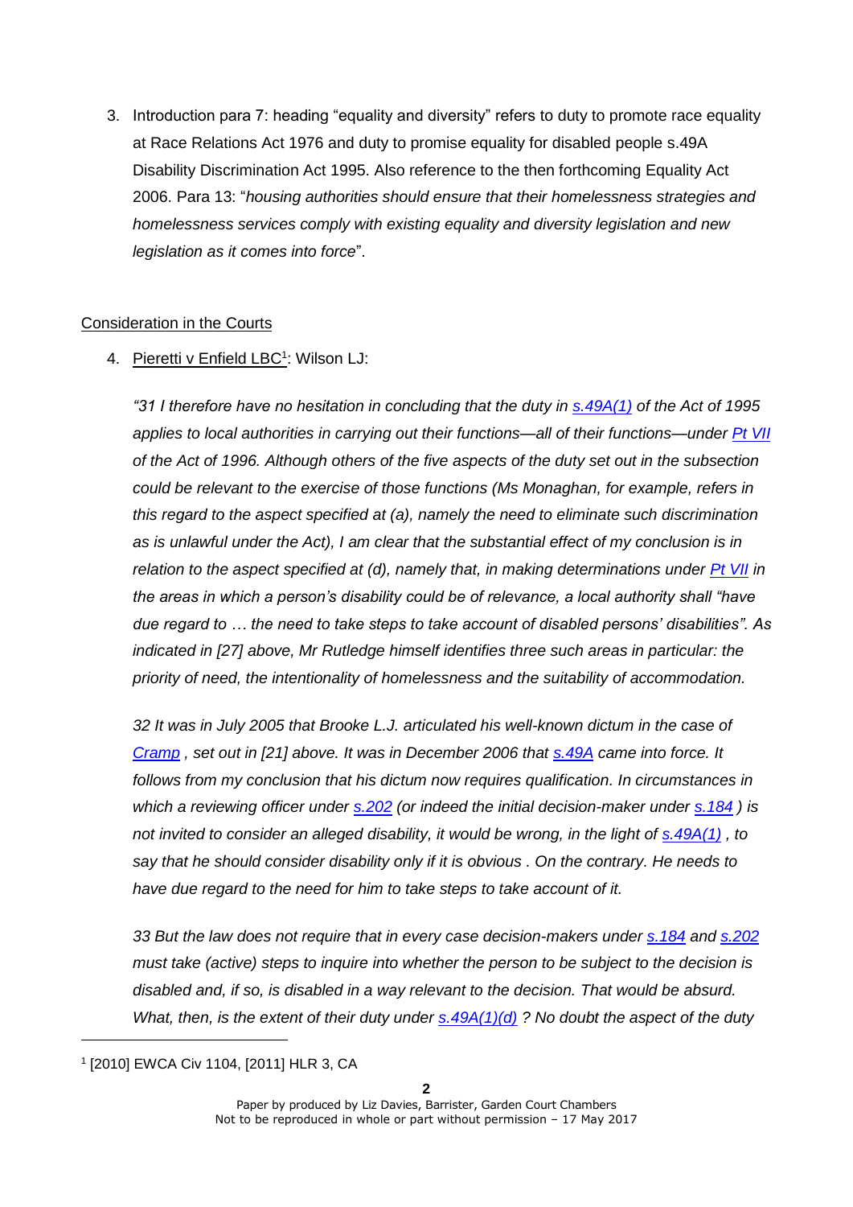3. Introduction para 7: heading "equality and diversity" refers to duty to promote race equality at Race Relations Act 1976 and duty to promise equality for disabled people s.49A Disability Discrimination Act 1995. Also reference to the then forthcoming Equality Act 2006. Para 13: "*housing authorities should ensure that their homelessness strategies and homelessness services comply with existing equality and diversity legislation and new legislation as it comes into force*".

## Consideration in the Courts

4. Pieretti v Enfield LBC[1]: Wilson LJ:

   *"31 I therefore have no hesitation in concluding that the duty in s.49A(1) of the Act of 1995 applies to local authorities in carrying out their functions—all of their functions—under Pt VII of the Act of 1996. Although others of the five aspects of the duty set out in the subsection could be relevant to the exercise of those functions (Ms Monaghan, for example, refers in this regard to the aspect specified at (a), namely the need to eliminate such discrimination as is unlawful under the Act), I am clear that the substantial effect of my conclusion is in relation to the aspect specified at (d), namely that, in making determinations under Pt VII in the areas in which a person's disability could be of relevance, a local authority shall "have due regard to … the need to take steps to take account of disabled persons' disabilities". As indicated in [27] above, Mr Rutledge himself identifies three such areas in particular: the priority of need, the intentionality of homelessness and the suitability of accommodation.*

   *32 It was in July 2005 that Brooke L.J. articulated his well-known dictum in the case of Cramp , set out in [21] above. It was in December 2006 that s.49A came into force. It follows from my conclusion that his dictum now requires qualification. In circumstances in which a reviewing officer under s.202 (or indeed the initial decision-maker under s.184 ) is not invited to consider an alleged disability, it would be wrong, in the light of s.49A(1) , to say that he should consider disability only if it is obvious . On the contrary. He needs to have due regard to the need for him to take steps to take account of it.*

   *33 But the law does not require that in every case decision-makers under s.184 and s.202 must take (active) steps to inquire into whether the person to be subject to the decision is disabled and, if so, is disabled in a way relevant to the decision. That would be absurd. What, then, is the extent of their duty under s.49A(1)(d) ? No doubt the aspect of the duty*

[1] [2010] EWCA Civ 1104, [2011] HLR 3, CA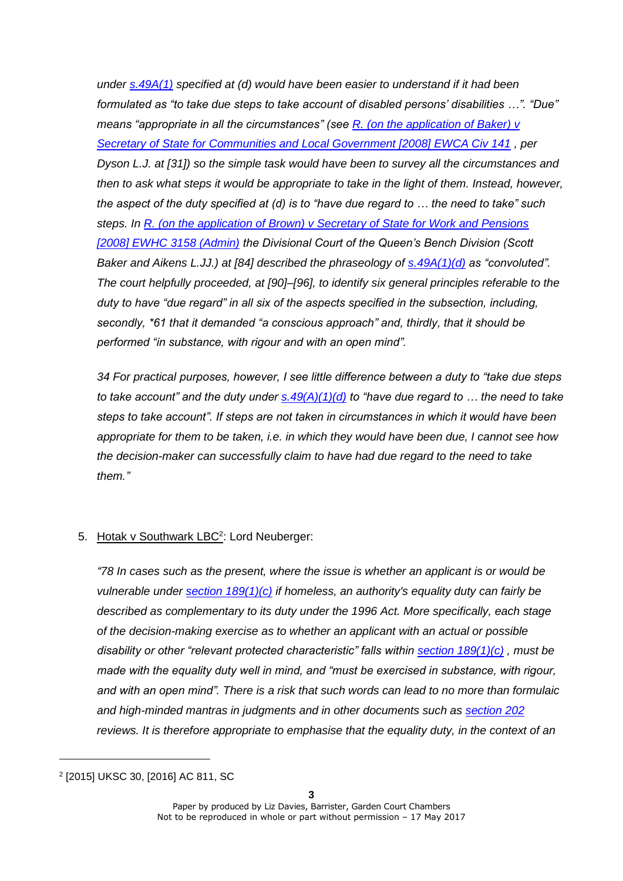*under s.49A(1) specified at (d) would have been easier to understand if it had been formulated as "to take due steps to take account of disabled persons' disabilities …". "Due" means "appropriate in all the circumstances" (see R. (on the application of Baker) v Secretary of State for Communities and Local Government [2008] EWCA Civ 141 , per Dyson L.J. at [31]) so the simple task would have been to survey all the circumstances and then to ask what steps it would be appropriate to take in the light of them. Instead, however, the aspect of the duty specified at (d) is to "have due regard to … the need to take" such steps. In R. (on the application of Brown) v Secretary of State for Work and Pensions [2008] EWHC 3158 (Admin) the Divisional Court of the Queen's Bench Division (Scott Baker and Aikens L.JJ.) at [84] described the phraseology of s.49A(1)(d) as "convoluted". The court helpfully proceeded, at [90]–[96], to identify six general principles referable to the duty to have "due regard" in all six of the aspects specified in the subsection, including, secondly, *61 that it demanded "a conscious approach" and, thirdly, that it should be performed "in substance, with rigour and with an open mind".*

*34 For practical purposes, however, I see little difference between a duty to "take due steps to take account" and the duty under s.49(A)(1)(d) to "have due regard to … the need to take steps to take account". If steps are not taken in circumstances in which it would have been appropriate for them to be taken, i.e. in which they would have been due, I cannot see how the decision-maker can successfully claim to have had due regard to the need to take them."*

5. Hotak v Southwark LBC[2]: Lord Neuberger:

*"78 In cases such as the present, where the issue is whether an applicant is or would be vulnerable under section 189(1)(c) if homeless, an authority's equality duty can fairly be described as complementary to its duty under the 1996 Act. More specifically, each stage of the decision-making exercise as to whether an applicant with an actual or possible disability or other "relevant protected characteristic" falls within section 189(1)(c) , must be made with the equality duty well in mind, and "must be exercised in substance, with rigour, and with an open mind". There is a risk that such words can lead to no more than formulaic and high-minded mantras in judgments and in other documents such as section 202 reviews. It is therefore appropriate to emphasise that the equality duty, in the context of an*

---

[2] [2015] UKSC 30, [2016] AC 811, SC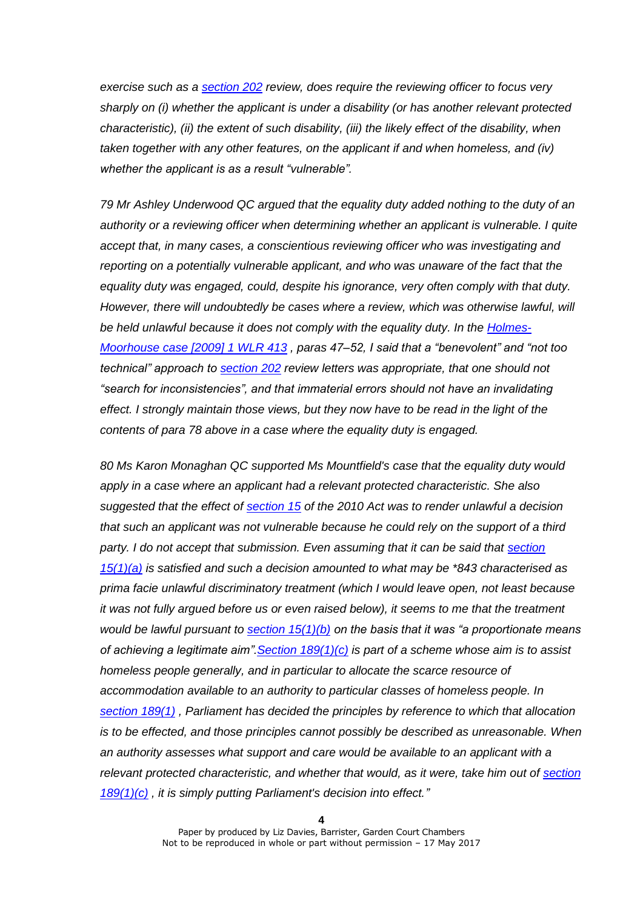*exercise such as a section 202 review, does require the reviewing officer to focus very sharply on (i) whether the applicant is under a disability (or has another relevant protected characteristic), (ii) the extent of such disability, (iii) the likely effect of the disability, when taken together with any other features, on the applicant if and when homeless, and (iv) whether the applicant is as a result "vulnerable".*

*79 Mr Ashley Underwood QC argued that the equality duty added nothing to the duty of an authority or a reviewing officer when determining whether an applicant is vulnerable. I quite accept that, in many cases, a conscientious reviewing officer who was investigating and reporting on a potentially vulnerable applicant, and who was unaware of the fact that the equality duty was engaged, could, despite his ignorance, very often comply with that duty. However, there will undoubtedly be cases where a review, which was otherwise lawful, will be held unlawful because it does not comply with the equality duty. In the Holmes-Moorhouse case [2009] 1 WLR 413 , paras 47–52, I said that a "benevolent" and "not too technical" approach to section 202 review letters was appropriate, that one should not "search for inconsistencies", and that immaterial errors should not have an invalidating effect. I strongly maintain those views, but they now have to be read in the light of the contents of para 78 above in a case where the equality duty is engaged.*

*80 Ms Karon Monaghan QC supported Ms Mountfield's case that the equality duty would apply in a case where an applicant had a relevant protected characteristic. She also suggested that the effect of section 15 of the 2010 Act was to render unlawful a decision that such an applicant was not vulnerable because he could rely on the support of a third party. I do not accept that submission. Even assuming that it can be said that section 15(1)(a) is satisfied and such a decision amounted to what may be \*843 characterised as prima facie unlawful discriminatory treatment (which I would leave open, not least because it was not fully argued before us or even raised below), it seems to me that the treatment would be lawful pursuant to section 15(1)(b) on the basis that it was "a proportionate means of achieving a legitimate aim".Section 189(1)(c) is part of a scheme whose aim is to assist homeless people generally, and in particular to allocate the scarce resource of accommodation available to an authority to particular classes of homeless people. In section 189(1) , Parliament has decided the principles by reference to which that allocation is to be effected, and those principles cannot possibly be described as unreasonable. When an authority assesses what support and care would be available to an applicant with a relevant protected characteristic, and whether that would, as it were, take him out of section 189(1)(c) , it is simply putting Parliament's decision into effect."*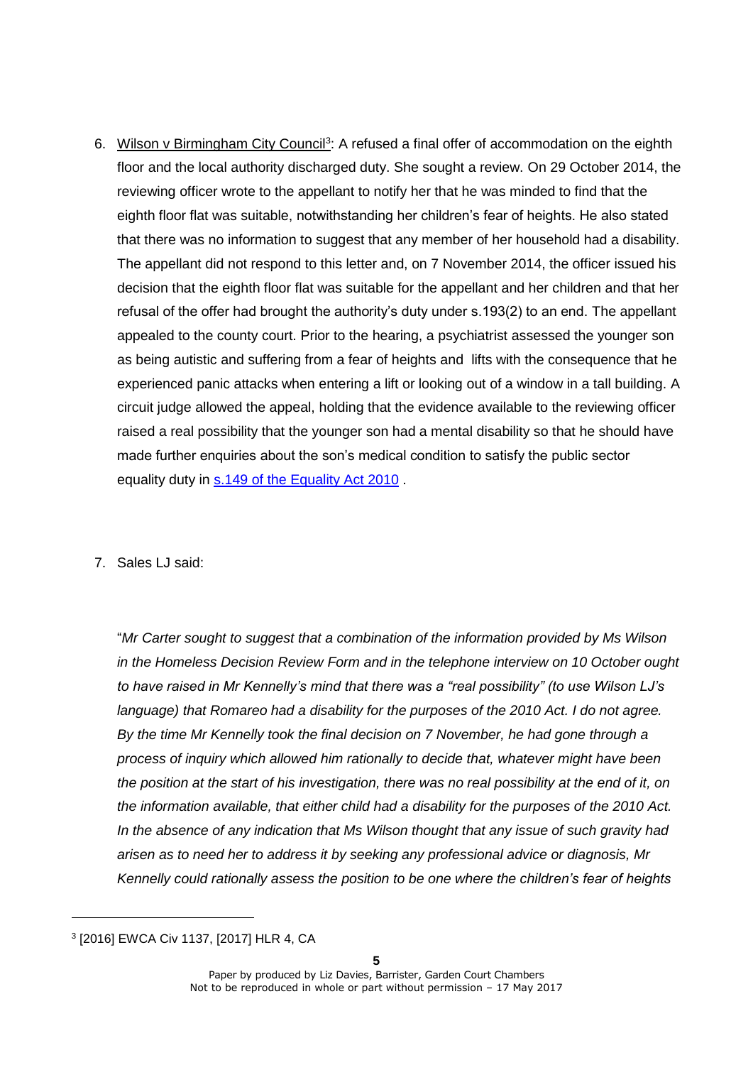6. Wilson v Birmingham City Council[3]: A refused a final offer of accommodation on the eighth floor and the local authority discharged duty. She sought a review. On 29 October 2014, the reviewing officer wrote to the appellant to notify her that he was minded to find that the eighth floor flat was suitable, notwithstanding her children's fear of heights. He also stated that there was no information to suggest that any member of her household had a disability. The appellant did not respond to this letter and, on 7 November 2014, the officer issued his decision that the eighth floor flat was suitable for the appellant and her children and that her refusal of the offer had brought the authority's duty under s.193(2) to an end. The appellant appealed to the county court. Prior to the hearing, a psychiatrist assessed the younger son as being autistic and suffering from a fear of heights and lifts with the consequence that he experienced panic attacks when entering a lift or looking out of a window in a tall building. A circuit judge allowed the appeal, holding that the evidence available to the reviewing officer raised a real possibility that the younger son had a mental disability so that he should have made further enquiries about the son's medical condition to satisfy the public sector equality duty in s.149 of the Equality Act 2010 .

7. Sales LJ said:

"*Mr Carter sought to suggest that a combination of the information provided by Ms Wilson in the Homeless Decision Review Form and in the telephone interview on 10 October ought to have raised in Mr Kennelly's mind that there was a "real possibility" (to use Wilson LJ's language) that Romareo had a disability for the purposes of the 2010 Act. I do not agree. By the time Mr Kennelly took the final decision on 7 November, he had gone through a process of inquiry which allowed him rationally to decide that, whatever might have been the position at the start of his investigation, there was no real possibility at the end of it, on the information available, that either child had a disability for the purposes of the 2010 Act. In the absence of any indication that Ms Wilson thought that any issue of such gravity had arisen as to need her to address it by seeking any professional advice or diagnosis, Mr Kennelly could rationally assess the position to be one where the children's fear of heights*

[3] [2016] EWCA Civ 1137, [2017] HLR 4, CA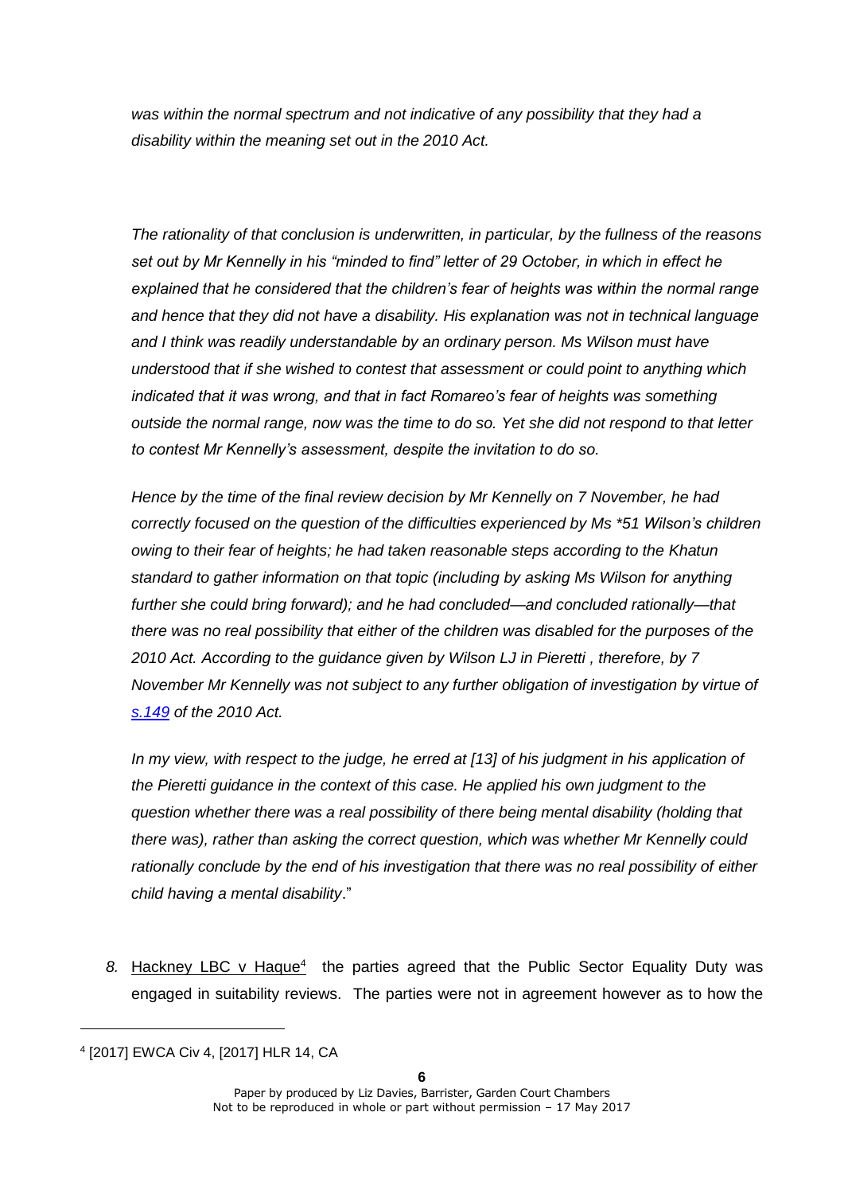*was within the normal spectrum and not indicative of any possibility that they had a disability within the meaning set out in the 2010 Act.*

*The rationality of that conclusion is underwritten, in particular, by the fullness of the reasons set out by Mr Kennelly in his "minded to find" letter of 29 October, in which in effect he explained that he considered that the children's fear of heights was within the normal range and hence that they did not have a disability. His explanation was not in technical language and I think was readily understandable by an ordinary person. Ms Wilson must have understood that if she wished to contest that assessment or could point to anything which indicated that it was wrong, and that in fact Romareo's fear of heights was something outside the normal range, now was the time to do so. Yet she did not respond to that letter to contest Mr Kennelly's assessment, despite the invitation to do so.*

*Hence by the time of the final review decision by Mr Kennelly on 7 November, he had correctly focused on the question of the difficulties experienced by Ms *51 Wilson's children owing to their fear of heights; he had taken reasonable steps according to the Khatun standard to gather information on that topic (including by asking Ms Wilson for anything further she could bring forward); and he had concluded—and concluded rationally—that there was no real possibility that either of the children was disabled for the purposes of the 2010 Act. According to the guidance given by Wilson LJ in Pieretti , therefore, by 7 November Mr Kennelly was not subject to any further obligation of investigation by virtue of s.149 of the 2010 Act.*

*In my view, with respect to the judge, he erred at [13] of his judgment in his application of the Pieretti guidance in the context of this case. He applied his own judgment to the question whether there was a real possibility of there being mental disability (holding that there was), rather than asking the correct question, which was whether Mr Kennelly could rationally conclude by the end of his investigation that there was no real possibility of either child having a mental disability*."

8. Hackney LBC v Haque[4] the parties agreed that the Public Sector Equality Duty was engaged in suitability reviews. The parties were not in agreement however as to how the

[4] [2017] EWCA Civ 4, [2017] HLR 14, CA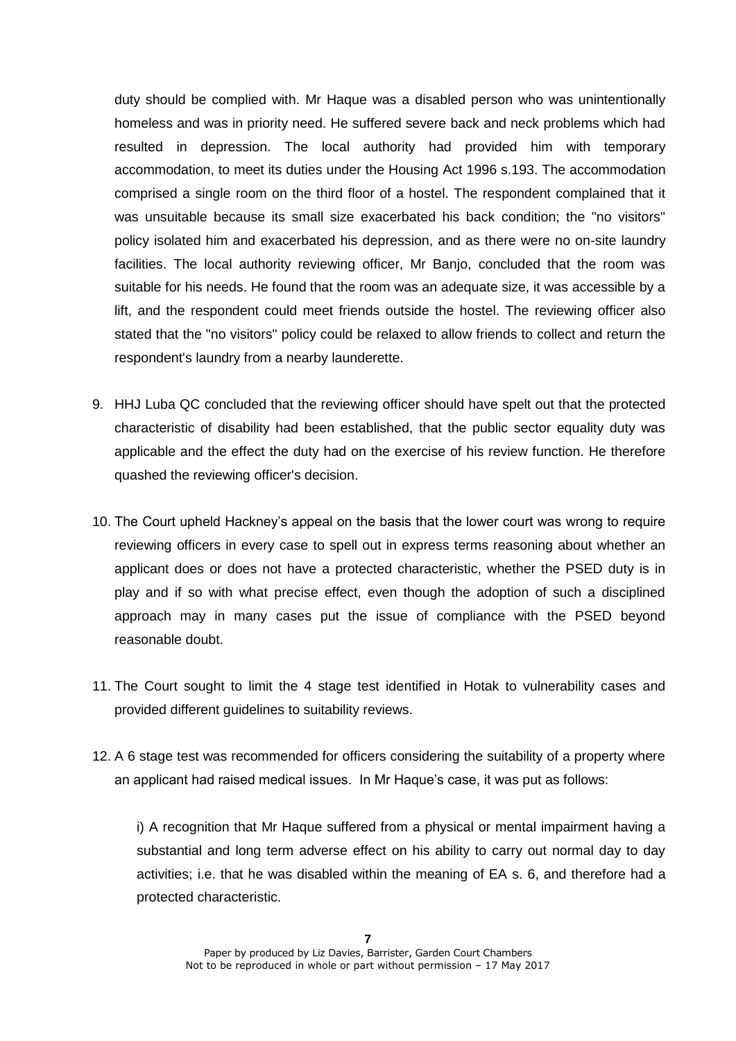duty should be complied with. Mr Haque was a disabled person who was unintentionally homeless and was in priority need. He suffered severe back and neck problems which had resulted in depression. The local authority had provided him with temporary accommodation, to meet its duties under the Housing Act 1996 s.193. The accommodation comprised a single room on the third floor of a hostel. The respondent complained that it was unsuitable because its small size exacerbated his back condition; the "no visitors" policy isolated him and exacerbated his depression, and as there were no on-site laundry facilities. The local authority reviewing officer, Mr Banjo, concluded that the room was suitable for his needs. He found that the room was an adequate size, it was accessible by a lift, and the respondent could meet friends outside the hostel. The reviewing officer also stated that the "no visitors" policy could be relaxed to allow friends to collect and return the respondent's laundry from a nearby launderette.

9. HHJ Luba QC concluded that the reviewing officer should have spelt out that the protected characteristic of disability had been established, that the public sector equality duty was applicable and the effect the duty had on the exercise of his review function. He therefore quashed the reviewing officer's decision.

10. The Court upheld Hackney's appeal on the basis that the lower court was wrong to require reviewing officers in every case to spell out in express terms reasoning about whether an applicant does or does not have a protected characteristic, whether the PSED duty is in play and if so with what precise effect, even though the adoption of such a disciplined approach may in many cases put the issue of compliance with the PSED beyond reasonable doubt.

11. The Court sought to limit the 4 stage test identified in Hotak to vulnerability cases and provided different guidelines to suitability reviews.

12. A 6 stage test was recommended for officers considering the suitability of a property where an applicant had raised medical issues. In Mr Haque's case, it was put as follows:

    i) A recognition that Mr Haque suffered from a physical or mental impairment having a substantial and long term adverse effect on his ability to carry out normal day to day activities; i.e. that he was disabled within the meaning of EA s. 6, and therefore had a protected characteristic.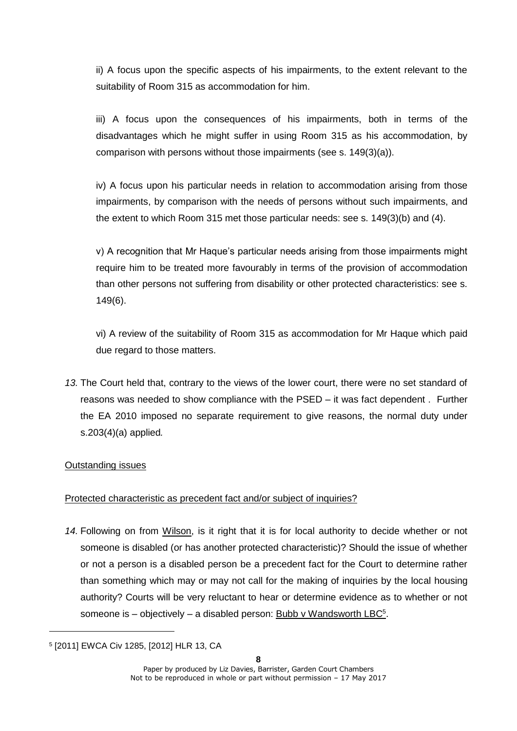ii) A focus upon the specific aspects of his impairments, to the extent relevant to the suitability of Room 315 as accommodation for him.

iii) A focus upon the consequences of his impairments, both in terms of the disadvantages which he might suffer in using Room 315 as his accommodation, by comparison with persons without those impairments (see s. 149(3)(a)).

iv) A focus upon his particular needs in relation to accommodation arising from those impairments, by comparison with the needs of persons without such impairments, and the extent to which Room 315 met those particular needs: see s. 149(3)(b) and (4).

v) A recognition that Mr Haque's particular needs arising from those impairments might require him to be treated more favourably in terms of the provision of accommodation than other persons not suffering from disability or other protected characteristics: see s. 149(6).

vi) A review of the suitability of Room 315 as accommodation for Mr Haque which paid due regard to those matters.

*13.* The Court held that, contrary to the views of the lower court, there were no set standard of reasons was needed to show compliance with the PSED – it was fact dependent . Further the EA 2010 imposed no separate requirement to give reasons, the normal duty under s.203(4)(a) applied*.*

Outstanding issues

Protected characteristic as precedent fact and/or subject of inquiries?

*14.* Following on from Wilson, is it right that it is for local authority to decide whether or not someone is disabled (or has another protected characteristic)? Should the issue of whether or not a person is a disabled person be a precedent fact for the Court to determine rather than something which may or may not call for the making of inquiries by the local housing authority? Courts will be very reluctant to hear or determine evidence as to whether or not someone is – objectively – a disabled person: Bubb v Wandsworth LBC[5].

[5] [2011] EWCA Civ 1285, [2012] HLR 13, CA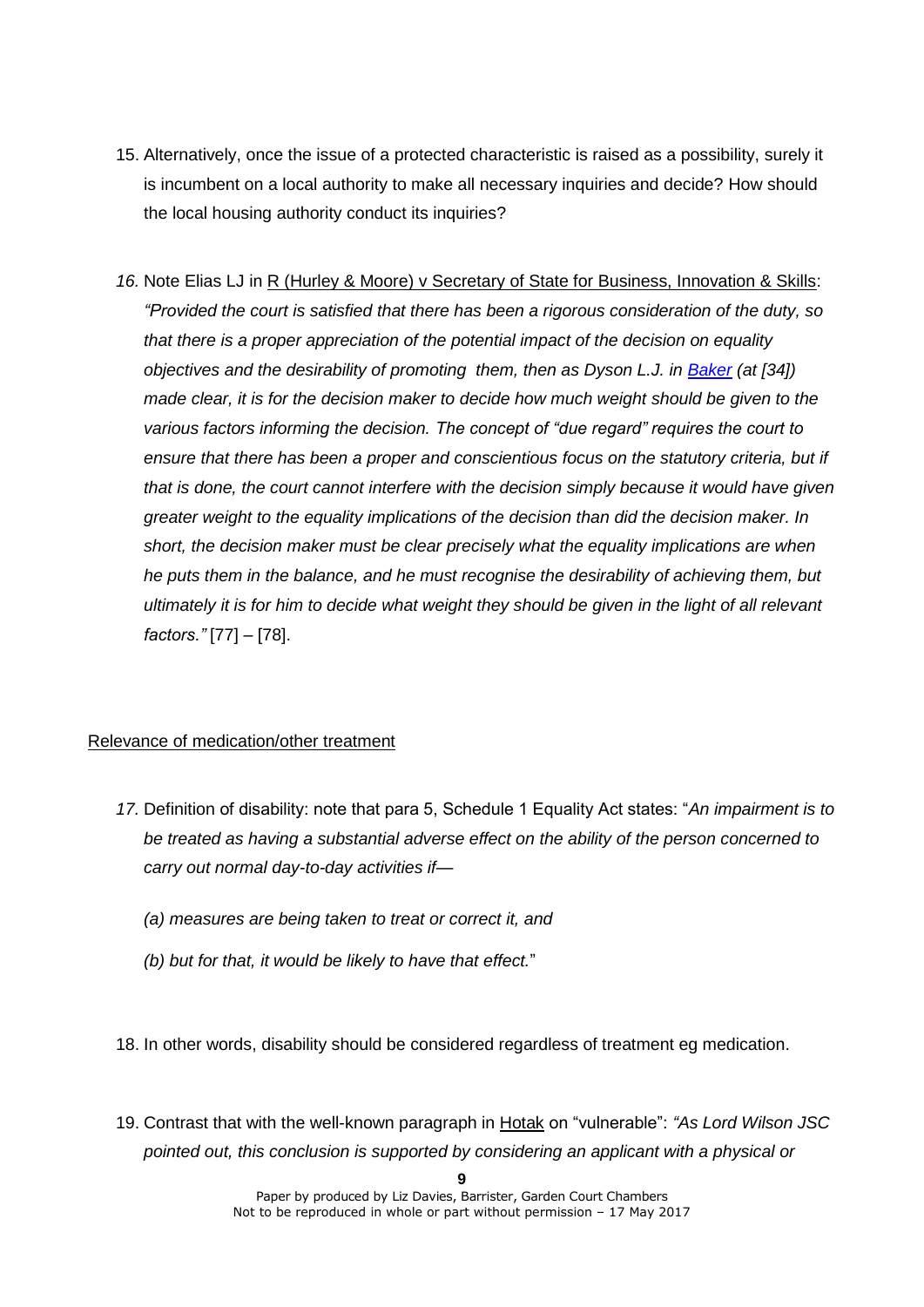15. Alternatively, once the issue of a protected characteristic is raised as a possibility, surely it is incumbent on a local authority to make all necessary inquiries and decide? How should the local housing authority conduct its inquiries?

16. Note Elias LJ in R (Hurley & Moore) v Secretary of State for Business, Innovation & Skills: *"Provided the court is satisfied that there has been a rigorous consideration of the duty, so that there is a proper appreciation of the potential impact of the decision on equality objectives and the desirability of promoting them, then as Dyson L.J. in Baker (at [34]) made clear, it is for the decision maker to decide how much weight should be given to the various factors informing the decision. The concept of "due regard" requires the court to ensure that there has been a proper and conscientious focus on the statutory criteria, but if that is done, the court cannot interfere with the decision simply because it would have given greater weight to the equality implications of the decision than did the decision maker. In short, the decision maker must be clear precisely what the equality implications are when he puts them in the balance, and he must recognise the desirability of achieving them, but ultimately it is for him to decide what weight they should be given in the light of all relevant factors."* [77] – [78].

Relevance of medication/other treatment

17. Definition of disability: note that para 5, Schedule 1 Equality Act states: "*An impairment is to be treated as having a substantial adverse effect on the ability of the person concerned to carry out normal day-to-day activities if—*

    *(a) measures are being taken to treat or correct it, and*

    *(b) but for that, it would be likely to have that effect.*"

18. In other words, disability should be considered regardless of treatment eg medication.

19. Contrast that with the well-known paragraph in Hotak on "vulnerable": *"As Lord Wilson JSC pointed out, this conclusion is supported by considering an applicant with a physical or*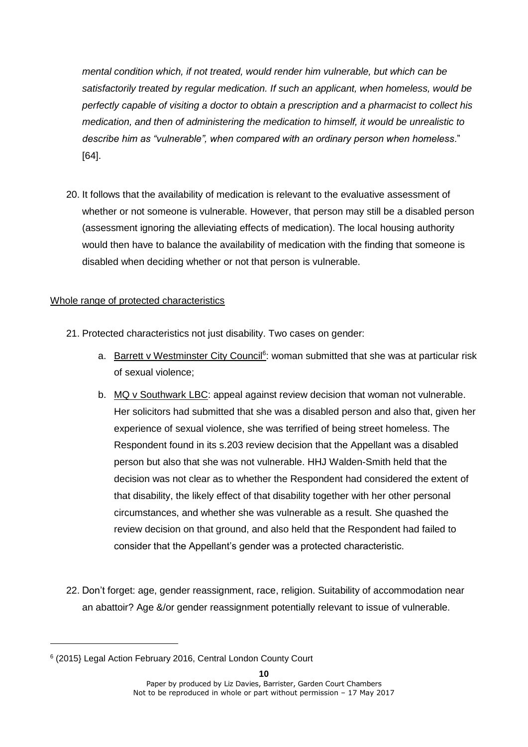*mental condition which, if not treated, would render him vulnerable, but which can be satisfactorily treated by regular medication. If such an applicant, when homeless, would be perfectly capable of visiting a doctor to obtain a prescription and a pharmacist to collect his medication, and then of administering the medication to himself, it would be unrealistic to describe him as "vulnerable", when compared with an ordinary person when homeless*." [64].

20. It follows that the availability of medication is relevant to the evaluative assessment of whether or not someone is vulnerable. However, that person may still be a disabled person (assessment ignoring the alleviating effects of medication). The local housing authority would then have to balance the availability of medication with the finding that someone is disabled when deciding whether or not that person is vulnerable.

Whole range of protected characteristics

21. Protected characteristics not just disability. Two cases on gender:

    a. Barrett v Westminster City Council[6]: woman submitted that she was at particular risk of sexual violence;

    b. MQ v Southwark LBC: appeal against review decision that woman not vulnerable. Her solicitors had submitted that she was a disabled person and also that, given her experience of sexual violence, she was terrified of being street homeless. The Respondent found in its s.203 review decision that the Appellant was a disabled person but also that she was not vulnerable. HHJ Walden-Smith held that the decision was not clear as to whether the Respondent had considered the extent of that disability, the likely effect of that disability together with her other personal circumstances, and whether she was vulnerable as a result. She quashed the review decision on that ground, and also held that the Respondent had failed to consider that the Appellant's gender was a protected characteristic.

22. Don't forget: age, gender reassignment, race, religion. Suitability of accommodation near an abattoir? Age &/or gender reassignment potentially relevant to issue of vulnerable.

---

[6] (2015} Legal Action February 2016, Central London County Court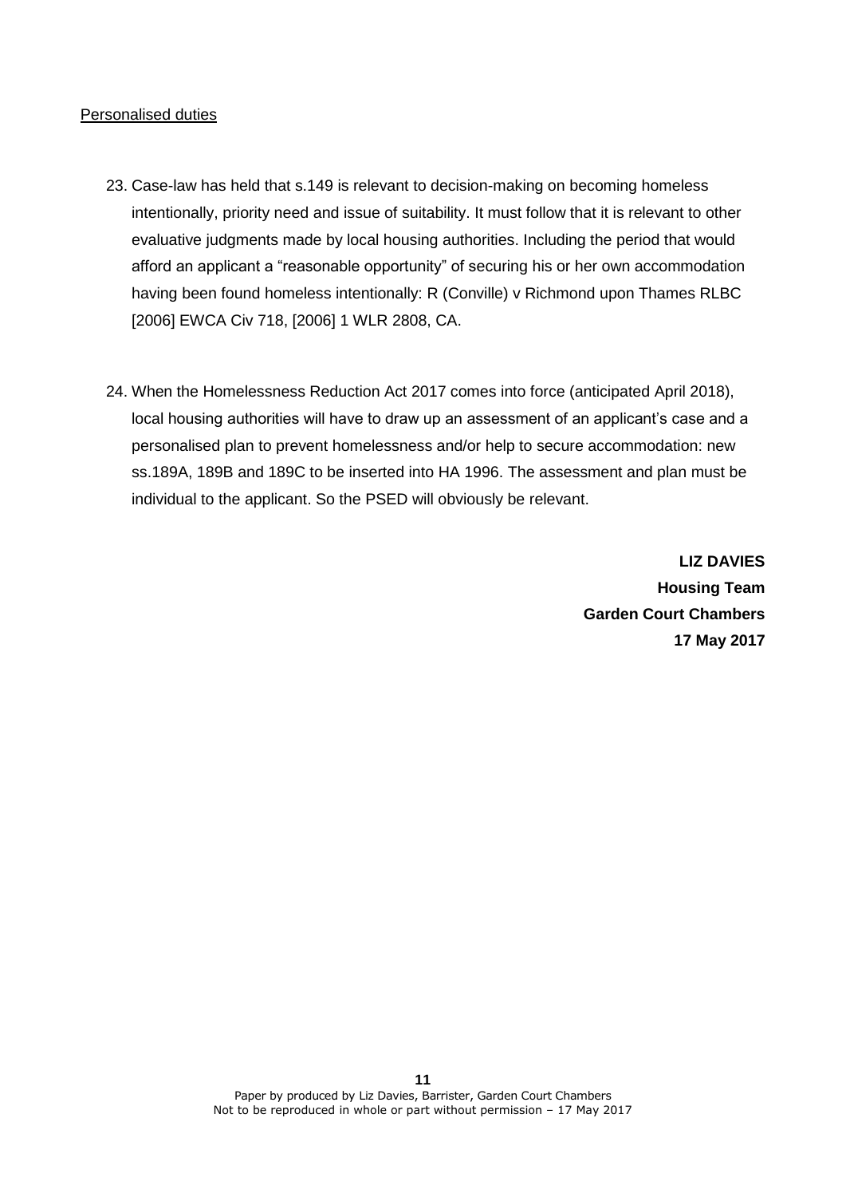Personalised duties

23. Case-law has held that s.149 is relevant to decision-making on becoming homeless intentionally, priority need and issue of suitability. It must follow that it is relevant to other evaluative judgments made by local housing authorities. Including the period that would afford an applicant a "reasonable opportunity" of securing his or her own accommodation having been found homeless intentionally: R (Conville) v Richmond upon Thames RLBC [2006] EWCA Civ 718, [2006] 1 WLR 2808, CA.

24. When the Homelessness Reduction Act 2017 comes into force (anticipated April 2018), local housing authorities will have to draw up an assessment of an applicant's case and a personalised plan to prevent homelessness and/or help to secure accommodation: new ss.189A, 189B and 189C to be inserted into HA 1996. The assessment and plan must be individual to the applicant. So the PSED will obviously be relevant.

**LIZ DAVIES**
**Housing Team**
**Garden Court Chambers**
**17 May 2017**

Paper by produced by Liz Davies, Barrister, Garden Court Chambers
Not to be reproduced in whole or part without permission – 17 May 2017